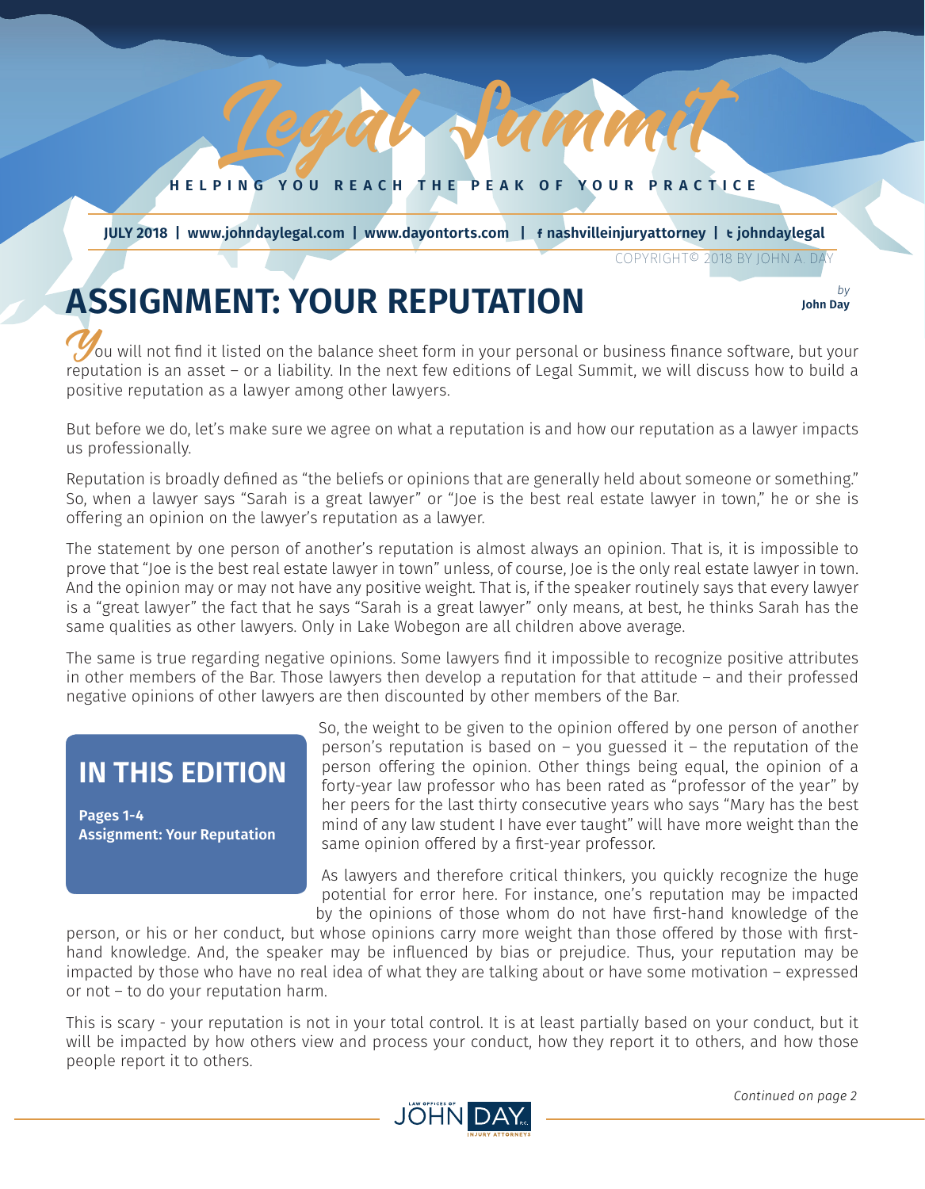# Legal Summit

HELPING YOU REACH THE PEAK OF YOUR PRACTICE

**JULY 2018 | www.johndaylegal.com | www.dayontorts.com | nashvilleinjuryattorney | johndaylegal**

COPYRIGHT© 2018 BY JOHN A. DAY

## ASSIGNMENT: YOUR REPUTATION

*by* **John Day**

You will not find it listed on the balance sheet form in your personal or business finance software, but your reputation is an asset – or a liability. In the next few editions of Legal Summit, we will discuss how to build a positive reputation as a lawyer among other lawyers.

But before we do, let's make sure we agree on what a reputation is and how our reputation as a lawyer impacts us professionally.

Reputation is broadly defined as "the beliefs or opinions that are generally held about someone or something." So, when a lawyer says "Sarah is a great lawyer" or "Joe is the best real estate lawyer in town," he or she is offering an opinion on the lawyer's reputation as a lawyer.

The statement by one person of another's reputation is almost always an opinion. That is, it is impossible to prove that "Joe is the best real estate lawyer in town" unless, of course, Joe is the only real estate lawyer in town. And the opinion may or may not have any positive weight. That is, if the speaker routinely says that every lawyer is a "great lawyer" the fact that he says "Sarah is a great lawyer" only means, at best, he thinks Sarah has the same qualities as other lawyers. Only in Lake Wobegon are all children above average.

The same is true regarding negative opinions. Some lawyers find it impossible to recognize positive attributes in other members of the Bar. Those lawyers then develop a reputation for that attitude – and their professed negative opinions of other lawyers are then discounted by other members of the Bar.

> **IN THIS EDITION**
>
> **Pages 1-4**
> **Assignment: Your Reputation**

So, the weight to be given to the opinion offered by one person of another person's reputation is based on – you guessed it – the reputation of the person offering the opinion. Other things being equal, the opinion of a forty-year law professor who has been rated as "professor of the year" by her peers for the last thirty consecutive years who says "Mary has the best mind of any law student I have ever taught" will have more weight than the same opinion offered by a first-year professor.

As lawyers and therefore critical thinkers, you quickly recognize the huge potential for error here. For instance, one's reputation may be impacted by the opinions of those whom do not have first-hand knowledge of the person, or his or her conduct, but whose opinions carry more weight than those offered by those with first-hand knowledge. And, the speaker may be influenced by bias or prejudice. Thus, your reputation may be impacted by those who have no real idea of what they are talking about or have some motivation – expressed or not – to do your reputation harm.

This is scary - your reputation is not in your total control. It is at least partially based on your conduct, but it will be impacted by how others view and process your conduct, how they report it to others, and how those people report it to others.

*Continued on page 2*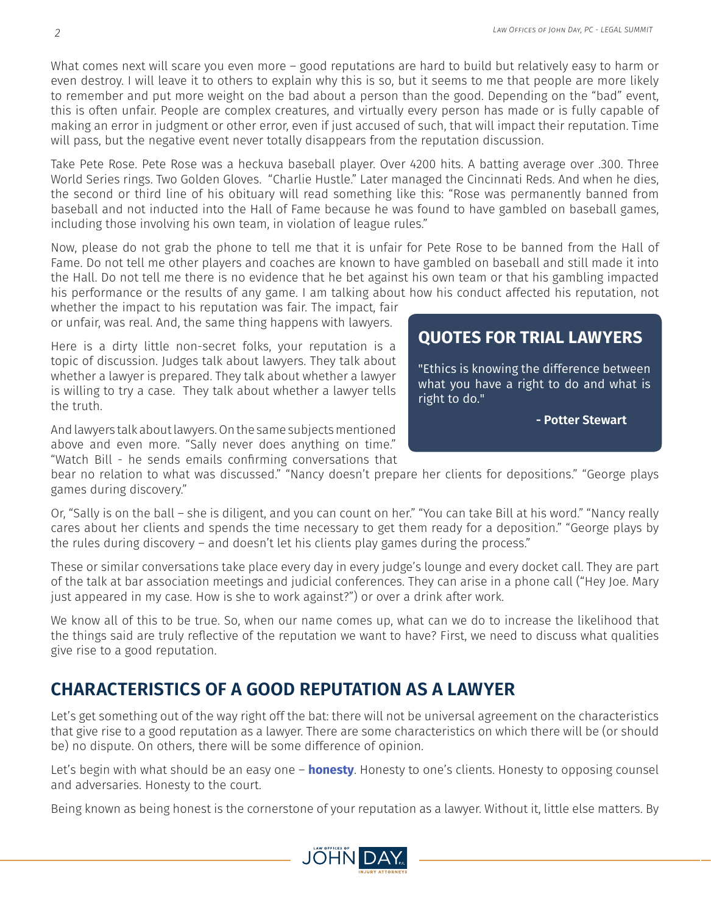What comes next will scare you even more – good reputations are hard to build but relatively easy to harm or even destroy. I will leave it to others to explain why this is so, but it seems to me that people are more likely to remember and put more weight on the bad about a person than the good. Depending on the "bad" event, this is often unfair. People are complex creatures, and virtually every person has made or is fully capable of making an error in judgment or other error, even if just accused of such, that will impact their reputation. Time will pass, but the negative event never totally disappears from the reputation discussion.

Take Pete Rose. Pete Rose was a heckuva baseball player. Over 4200 hits. A batting average over .300. Three World Series rings. Two Golden Gloves. "Charlie Hustle." Later managed the Cincinnati Reds. And when he dies, the second or third line of his obituary will read something like this: "Rose was permanently banned from baseball and not inducted into the Hall of Fame because he was found to have gambled on baseball games, including those involving his own team, in violation of league rules."

Now, please do not grab the phone to tell me that it is unfair for Pete Rose to be banned from the Hall of Fame. Do not tell me other players and coaches are known to have gambled on baseball and still made it into the Hall. Do not tell me there is no evidence that he bet against his own team or that his gambling impacted his performance or the results of any game. I am talking about how his conduct affected his reputation, not whether the impact to his reputation was fair. The impact, fair or unfair, was real. And, the same thing happens with lawyers.

Here is a dirty little non-secret folks, your reputation is a topic of discussion. Judges talk about lawyers. They talk about whether a lawyer is prepared. They talk about whether a lawyer is willing to try a case. They talk about whether a lawyer tells the truth.

And lawyers talk about lawyers. On the same subjects mentioned above and even more. "Sally never does anything on time." "Watch Bill - he sends emails confirming conversations that bear no relation to what was discussed." "Nancy doesn't prepare her clients for depositions." "George plays games during discovery."

Or, "Sally is on the ball – she is diligent, and you can count on her." "You can take Bill at his word." "Nancy really cares about her clients and spends the time necessary to get them ready for a deposition." "George plays by the rules during discovery – and doesn't let his clients play games during the process."

These or similar conversations take place every day in every judge's lounge and every docket call. They are part of the talk at bar association meetings and judicial conferences. They can arise in a phone call ("Hey Joe. Mary just appeared in my case. How is she to work against?") or over a drink after work.

We know all of this to be true. So, when our name comes up, what can we do to increase the likelihood that the things said are truly reflective of the reputation we want to have? First, we need to discuss what qualities give rise to a good reputation.

> **QUOTES FOR TRIAL LAWYERS**
>
> "Ethics is knowing the difference between what you have a right to do and what is right to do."
>
> **- Potter Stewart**

## CHARACTERISTICS OF A GOOD REPUTATION AS A LAWYER

Let's get something out of the way right off the bat: there will not be universal agreement on the characteristics that give rise to a good reputation as a lawyer. There are some characteristics on which there will be (or should be) no dispute. On others, there will be some difference of opinion.

Let's begin with what should be an easy one – **honesty**. Honesty to one's clients. Honesty to opposing counsel and adversaries. Honesty to the court.

Being known as being honest is the cornerstone of your reputation as a lawyer. Without it, little else matters. By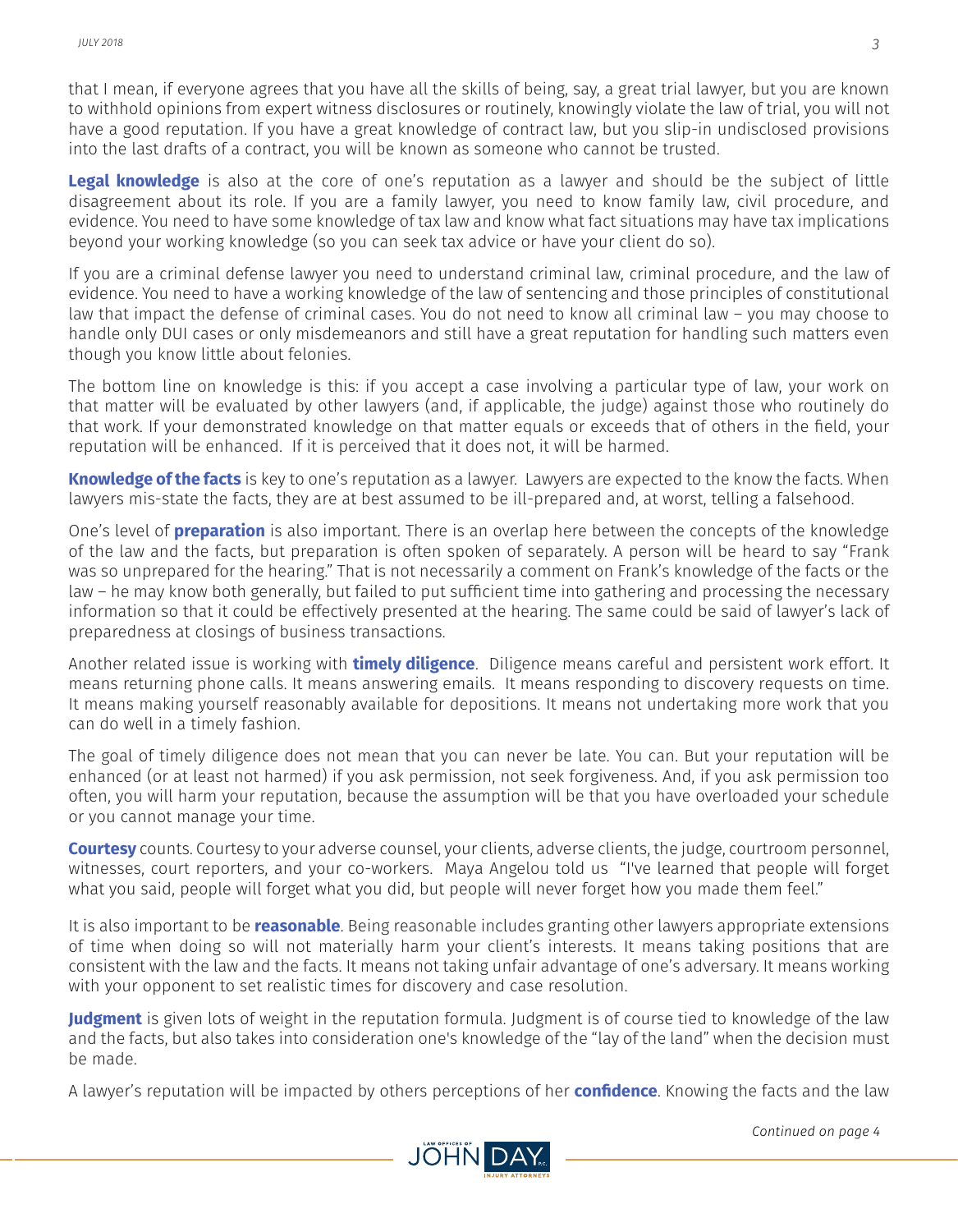that I mean, if everyone agrees that you have all the skills of being, say, a great trial lawyer, but you are known to withhold opinions from expert witness disclosures or routinely, knowingly violate the law of trial, you will not have a good reputation. If you have a great knowledge of contract law, but you slip-in undisclosed provisions into the last drafts of a contract, you will be known as someone who cannot be trusted.

**Legal knowledge** is also at the core of one's reputation as a lawyer and should be the subject of little disagreement about its role. If you are a family lawyer, you need to know family law, civil procedure, and evidence. You need to have some knowledge of tax law and know what fact situations may have tax implications beyond your working knowledge (so you can seek tax advice or have your client do so).

If you are a criminal defense lawyer you need to understand criminal law, criminal procedure, and the law of evidence. You need to have a working knowledge of the law of sentencing and those principles of constitutional law that impact the defense of criminal cases. You do not need to know all criminal law – you may choose to handle only DUI cases or only misdemeanors and still have a great reputation for handling such matters even though you know little about felonies.

The bottom line on knowledge is this: if you accept a case involving a particular type of law, your work on that matter will be evaluated by other lawyers (and, if applicable, the judge) against those who routinely do that work. If your demonstrated knowledge on that matter equals or exceeds that of others in the field, your reputation will be enhanced. If it is perceived that it does not, it will be harmed.

**Knowledge of the facts** is key to one's reputation as a lawyer. Lawyers are expected to the know the facts. When lawyers mis-state the facts, they are at best assumed to be ill-prepared and, at worst, telling a falsehood.

One's level of **preparation** is also important. There is an overlap here between the concepts of the knowledge of the law and the facts, but preparation is often spoken of separately. A person will be heard to say "Frank was so unprepared for the hearing." That is not necessarily a comment on Frank's knowledge of the facts or the law – he may know both generally, but failed to put sufficient time into gathering and processing the necessary information so that it could be effectively presented at the hearing. The same could be said of lawyer's lack of preparedness at closings of business transactions.

Another related issue is working with **timely diligence**. Diligence means careful and persistent work effort. It means returning phone calls. It means answering emails. It means responding to discovery requests on time. It means making yourself reasonably available for depositions. It means not undertaking more work that you can do well in a timely fashion.

The goal of timely diligence does not mean that you can never be late. You can. But your reputation will be enhanced (or at least not harmed) if you ask permission, not seek forgiveness. And, if you ask permission too often, you will harm your reputation, because the assumption will be that you have overloaded your schedule or you cannot manage your time.

**Courtesy** counts. Courtesy to your adverse counsel, your clients, adverse clients, the judge, courtroom personnel, witnesses, court reporters, and your co-workers. Maya Angelou told us "I've learned that people will forget what you said, people will forget what you did, but people will never forget how you made them feel."

It is also important to be **reasonable**. Being reasonable includes granting other lawyers appropriate extensions of time when doing so will not materially harm your client's interests. It means taking positions that are consistent with the law and the facts. It means not taking unfair advantage of one's adversary. It means working with your opponent to set realistic times for discovery and case resolution.

**Judgment** is given lots of weight in the reputation formula. Judgment is of course tied to knowledge of the law and the facts, but also takes into consideration one's knowledge of the "lay of the land" when the decision must be made.

A lawyer's reputation will be impacted by others perceptions of her **confidence**. Knowing the facts and the law

*Continued on page 4*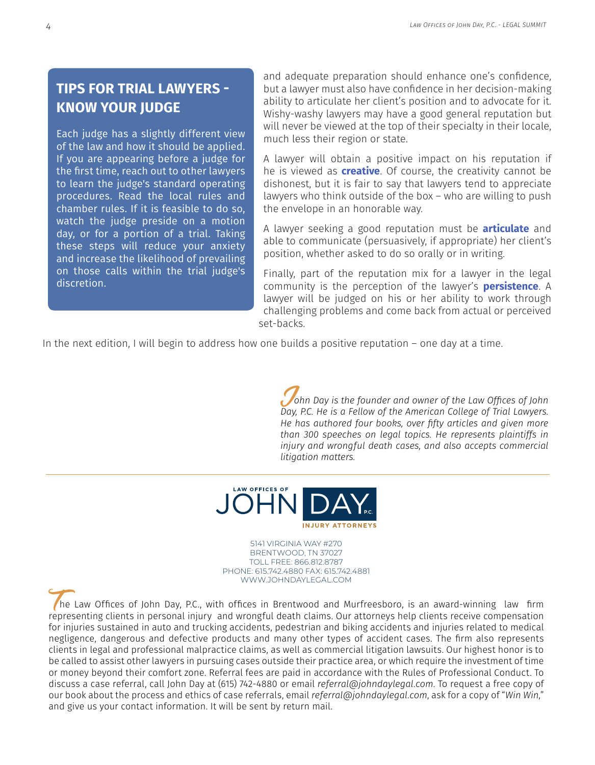## TIPS FOR TRIAL LAWYERS - KNOW YOUR JUDGE

Each judge has a slightly different view of the law and how it should be applied. If you are appearing before a judge for the first time, reach out to other lawyers to learn the judge's standard operating procedures. Read the local rules and chamber rules. If it is feasible to do so, watch the judge preside on a motion day, or for a portion of a trial. Taking these steps will reduce your anxiety and increase the likelihood of prevailing on those calls within the trial judge's discretion.

and adequate preparation should enhance one's confidence, but a lawyer must also have confidence in her decision-making ability to articulate her client's position and to advocate for it. Wishy-washy lawyers may have a good general reputation but will never be viewed at the top of their specialty in their locale, much less their region or state.

A lawyer will obtain a positive impact on his reputation if he is viewed as **creative**. Of course, the creativity cannot be dishonest, but it is fair to say that lawyers tend to appreciate lawyers who think outside of the box – who are willing to push the envelope in an honorable way.

A lawyer seeking a good reputation must be **articulate** and able to communicate (persuasively, if appropriate) her client's position, whether asked to do so orally or in writing.

Finally, part of the reputation mix for a lawyer in the legal community is the perception of the lawyer's **persistence**. A lawyer will be judged on his or her ability to work through challenging problems and come back from actual or perceived set-backs.

In the next edition, I will begin to address how one builds a positive reputation – one day at a time.

*John Day is the founder and owner of the Law Offices of John Day, P.C. He is a Fellow of the American College of Trial Lawyers. He has authored four books, over fifty articles and given more than 300 speeches on legal topics. He represents plaintiffs in injury and wrongful death cases, and also accepts commercial litigation matters.*

---

LAW OFFICES OF JOHN DAY P.C.
INJURY ATTORNEYS

5141 VIRGINIA WAY #270
BRENTWOOD, TN 37027
TOLL FREE: 866.812.8787
PHONE: 615.742.4880 FAX: 615.742.4881
WWW.JOHNDAYLEGAL.COM

The Law Offices of John Day, P.C., with offices in Brentwood and Murfreesboro, is an award-winning law firm representing clients in personal injury and wrongful death claims. Our attorneys help clients receive compensation for injuries sustained in auto and trucking accidents, pedestrian and biking accidents and injuries related to medical negligence, dangerous and defective products and many other types of accident cases. The firm also represents clients in legal and professional malpractice claims, as well as commercial litigation lawsuits. Our highest honor is to be called to assist other lawyers in pursuing cases outside their practice area, or which require the investment of time or money beyond their comfort zone. Referral fees are paid in accordance with the Rules of Professional Conduct. To discuss a case referral, call John Day at (615) 742-4880 or email *referral@johndaylegal.com*. To request a free copy of our book about the process and ethics of case referrals, email *referral@johndaylegal.com*, ask for a copy of "*Win Win*," and give us your contact information. It will be sent by return mail.